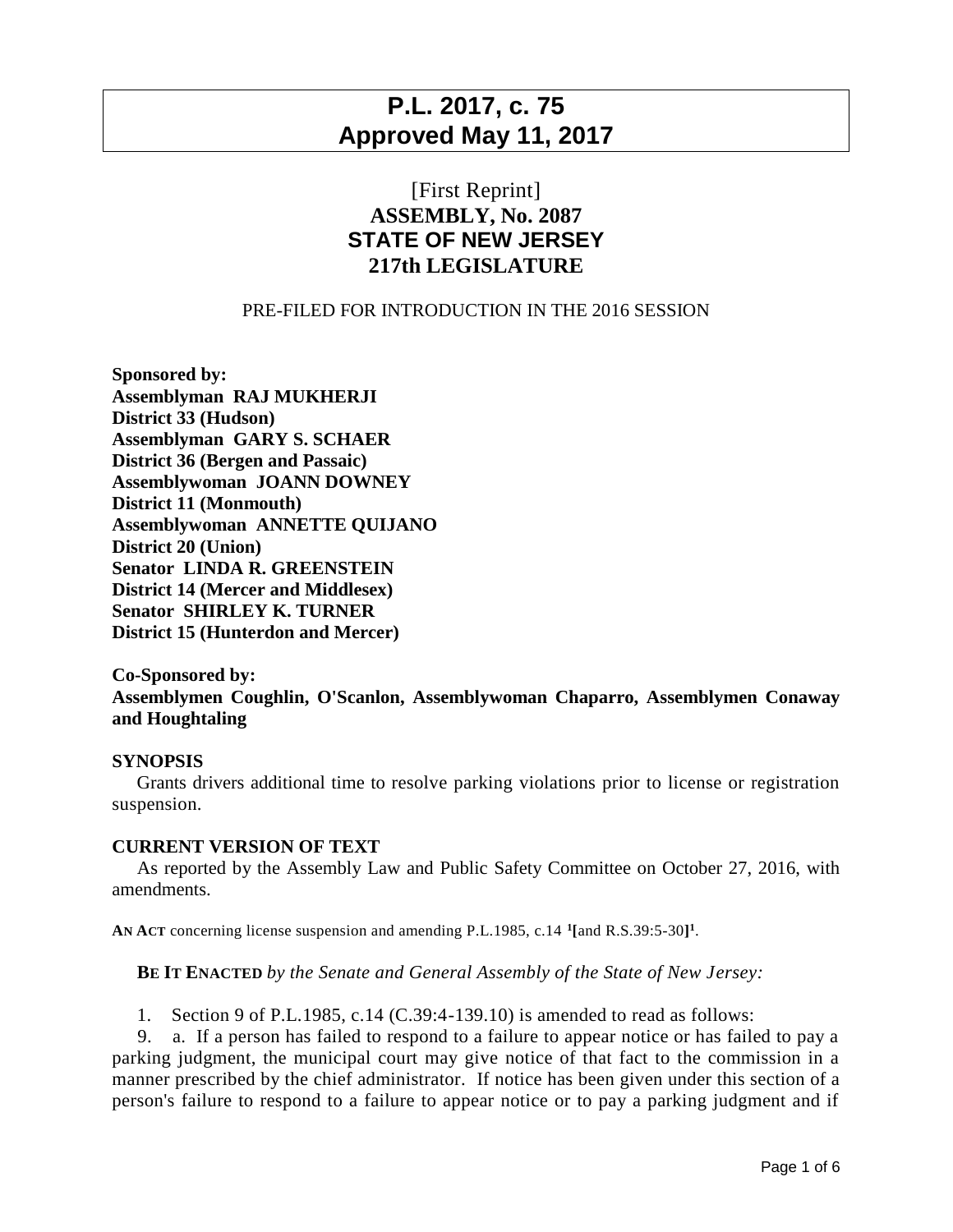# P.L. 2017, c. 75
# Approved May 11, 2017

[First Reprint]
**ASSEMBLY, No. 2087**
**STATE OF NEW JERSEY**
**217th LEGISLATURE**

PRE-FILED FOR INTRODUCTION IN THE 2016 SESSION

**Sponsored by:**
**Assemblyman RAJ MUKHERJI**
**District 33 (Hudson)**
**Assemblyman GARY S. SCHAER**
**District 36 (Bergen and Passaic)**
**Assemblywoman JOANN DOWNEY**
**District 11 (Monmouth)**
**Assemblywoman ANNETTE QUIJANO**
**District 20 (Union)**
**Senator LINDA R. GREENSTEIN**
**District 14 (Mercer and Middlesex)**
**Senator SHIRLEY K. TURNER**
**District 15 (Hunterdon and Mercer)**

**Co-Sponsored by:**
**Assemblymen Coughlin, O'Scanlon, Assemblywoman Chaparro, Assemblymen Conaway and Houghtaling**

**SYNOPSIS**

Grants drivers additional time to resolve parking violations prior to license or registration suspension.

**CURRENT VERSION OF TEXT**

As reported by the Assembly Law and Public Safety Committee on October 27, 2016, with amendments.

**AN ACT** concerning license suspension and amending P.L.1985, c.14 [1][and R.S.39:5-30][1].

**BE IT ENACTED** *by the Senate and General Assembly of the State of New Jersey:*

1. Section 9 of P.L.1985, c.14 (C.39:4-139.10) is amended to read as follows:

9. a. If a person has failed to respond to a failure to appear notice or has failed to pay a parking judgment, the municipal court may give notice of that fact to the commission in a manner prescribed by the chief administrator. If notice has been given under this section of a person's failure to respond to a failure to appear notice or to pay a parking judgment and if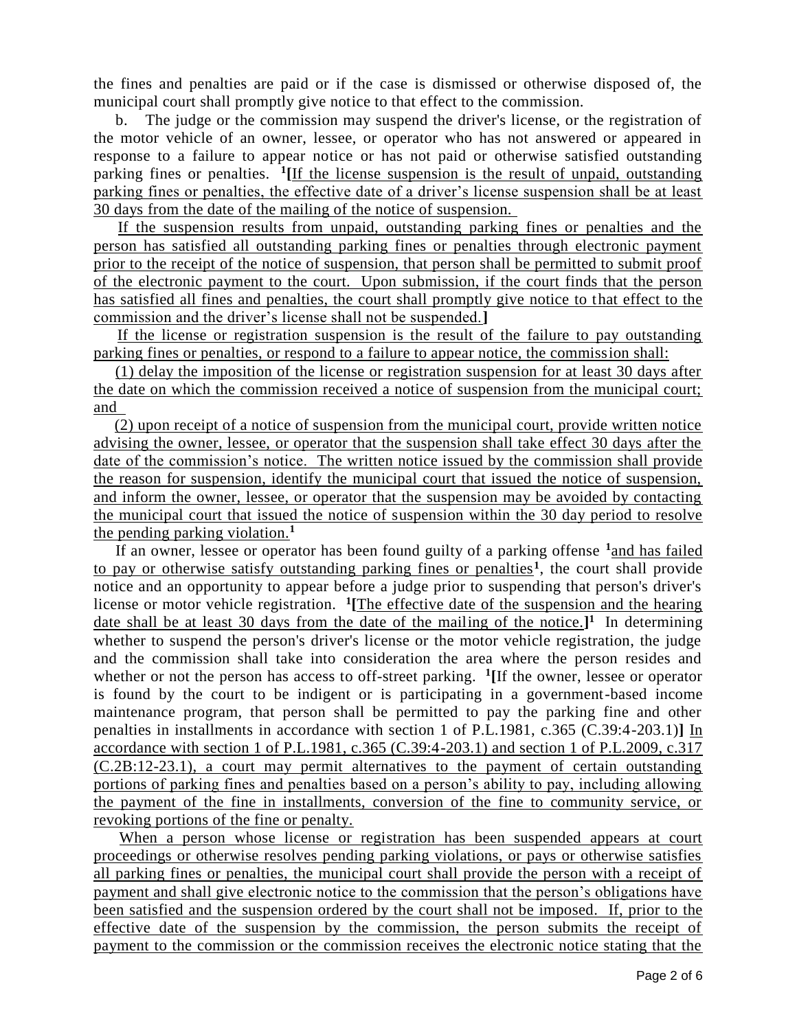the fines and penalties are paid or if the case is dismissed or otherwise disposed of, the municipal court shall promptly give notice to that effect to the commission.

b. The judge or the commission may suspend the driver's license, or the registration of the motor vehicle of an owner, lessee, or operator who has not answered or appeared in response to a failure to appear notice or has not paid or otherwise satisfied outstanding parking fines or penalties. [1][If the license suspension is the result of unpaid, outstanding parking fines or penalties, the effective date of a driver's license suspension shall be at least 30 days from the date of the mailing of the notice of suspension.

If the suspension results from unpaid, outstanding parking fines or penalties and the person has satisfied all outstanding parking fines or penalties through electronic payment prior to the receipt of the notice of suspension, that person shall be permitted to submit proof of the electronic payment to the court. Upon submission, if the court finds that the person has satisfied all fines and penalties, the court shall promptly give notice to that effect to the commission and the driver's license shall not be suspended.]

If the license or registration suspension is the result of the failure to pay outstanding parking fines or penalties, or respond to a failure to appear notice, the commission shall:

(1) delay the imposition of the license or registration suspension for at least 30 days after the date on which the commission received a notice of suspension from the municipal court; and

(2) upon receipt of a notice of suspension from the municipal court, provide written notice advising the owner, lessee, or operator that the suspension shall take effect 30 days after the date of the commission's notice. The written notice issued by the commission shall provide the reason for suspension, identify the municipal court that issued the notice of suspension, and inform the owner, lessee, or operator that the suspension may be avoided by contacting the municipal court that issued the notice of suspension within the 30 day period to resolve the pending parking violation.[1]

If an owner, lessee or operator has been found guilty of a parking offense [1]and has failed to pay or otherwise satisfy outstanding parking fines or penalties[1], the court shall provide notice and an opportunity to appear before a judge prior to suspending that person's driver's license or motor vehicle registration. [1][The effective date of the suspension and the hearing date shall be at least 30 days from the date of the mailing of the notice.][1] In determining whether to suspend the person's driver's license or the motor vehicle registration, the judge and the commission shall take into consideration the area where the person resides and whether or not the person has access to off-street parking. [1][If the owner, lessee or operator is found by the court to be indigent or is participating in a government-based income maintenance program, that person shall be permitted to pay the parking fine and other penalties in installments in accordance with section 1 of P.L.1981, c.365 (C.39:4-203.1)] In accordance with section 1 of P.L.1981, c.365 (C.39:4-203.1) and section 1 of P.L.2009, c.317 (C.2B:12-23.1), a court may permit alternatives to the payment of certain outstanding portions of parking fines and penalties based on a person's ability to pay, including allowing the payment of the fine in installments, conversion of the fine to community service, or revoking portions of the fine or penalty.

When a person whose license or registration has been suspended appears at court proceedings or otherwise resolves pending parking violations, or pays or otherwise satisfies all parking fines or penalties, the municipal court shall provide the person with a receipt of payment and shall give electronic notice to the commission that the person's obligations have been satisfied and the suspension ordered by the court shall not be imposed. If, prior to the effective date of the suspension by the commission, the person submits the receipt of payment to the commission or the commission receives the electronic notice stating that the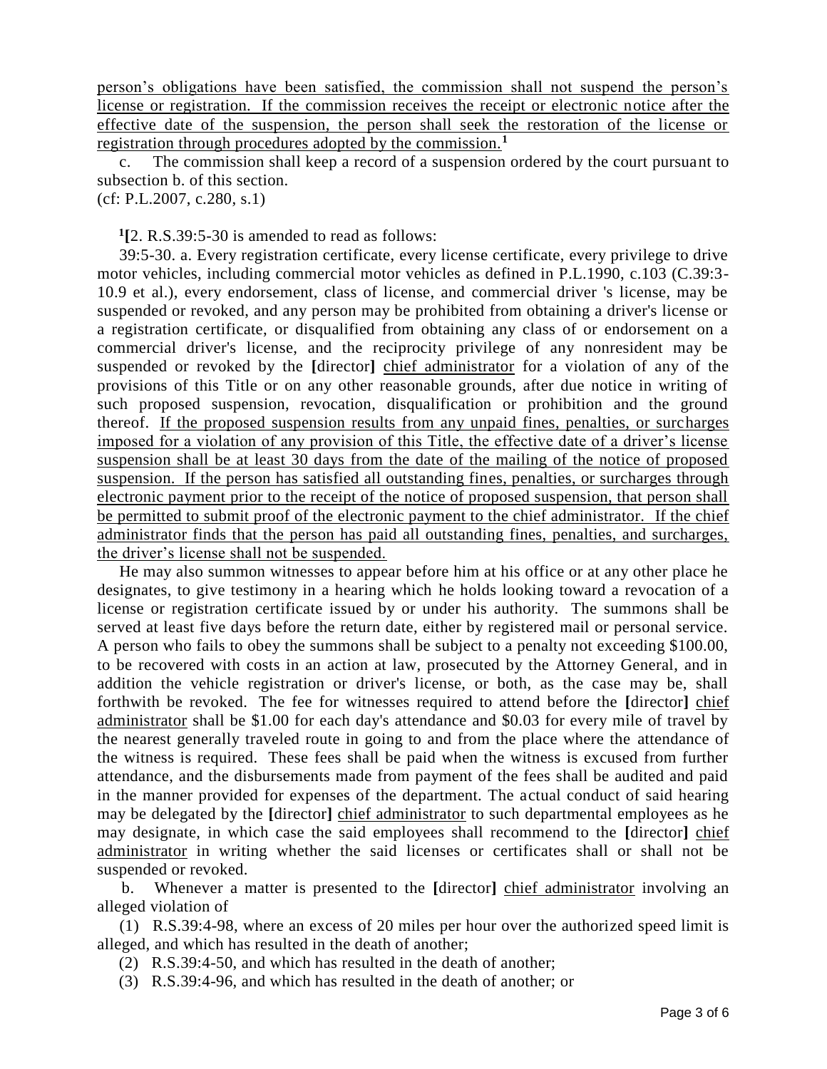person's obligations have been satisfied, the commission shall not suspend the person's license or registration. If the commission receives the receipt or electronic notice after the effective date of the suspension, the person shall seek the restoration of the license or registration through procedures adopted by the commission.[1]

c. The commission shall keep a record of a suspension ordered by the court pursuant to subsection b. of this section.

(cf: P.L.2007, c.280, s.1)

[1][2. R.S.39:5-30 is amended to read as follows:

39:5-30. a. Every registration certificate, every license certificate, every privilege to drive motor vehicles, including commercial motor vehicles as defined in P.L.1990, c.103 (C.39:3-10.9 et al.), every endorsement, class of license, and commercial driver 's license, may be suspended or revoked, and any person may be prohibited from obtaining a driver's license or a registration certificate, or disqualified from obtaining any class of or endorsement on a commercial driver's license, and the reciprocity privilege of any nonresident may be suspended or revoked by the [director] chief administrator for a violation of any of the provisions of this Title or on any other reasonable grounds, after due notice in writing of such proposed suspension, revocation, disqualification or prohibition and the ground thereof. If the proposed suspension results from any unpaid fines, penalties, or surcharges imposed for a violation of any provision of this Title, the effective date of a driver's license suspension shall be at least 30 days from the date of the mailing of the notice of proposed suspension. If the person has satisfied all outstanding fines, penalties, or surcharges through electronic payment prior to the receipt of the notice of proposed suspension, that person shall be permitted to submit proof of the electronic payment to the chief administrator. If the chief administrator finds that the person has paid all outstanding fines, penalties, and surcharges, the driver's license shall not be suspended.

He may also summon witnesses to appear before him at his office or at any other place he designates, to give testimony in a hearing which he holds looking toward a revocation of a license or registration certificate issued by or under his authority. The summons shall be served at least five days before the return date, either by registered mail or personal service. A person who fails to obey the summons shall be subject to a penalty not exceeding $100.00, to be recovered with costs in an action at law, prosecuted by the Attorney General, and in addition the vehicle registration or driver's license, or both, as the case may be, shall forthwith be revoked. The fee for witnesses required to attend before the [director] chief administrator shall be $1.00 for each day's attendance and $0.03 for every mile of travel by the nearest generally traveled route in going to and from the place where the attendance of the witness is required. These fees shall be paid when the witness is excused from further attendance, and the disbursements made from payment of the fees shall be audited and paid in the manner provided for expenses of the department. The actual conduct of said hearing may be delegated by the [director] chief administrator to such departmental employees as he may designate, in which case the said employees shall recommend to the [director] chief administrator in writing whether the said licenses or certificates shall or shall not be suspended or revoked.

b. Whenever a matter is presented to the [director] chief administrator involving an alleged violation of

(1) R.S.39:4-98, where an excess of 20 miles per hour over the authorized speed limit is alleged, and which has resulted in the death of another;

(2) R.S.39:4-50, and which has resulted in the death of another;

(3) R.S.39:4-96, and which has resulted in the death of another; or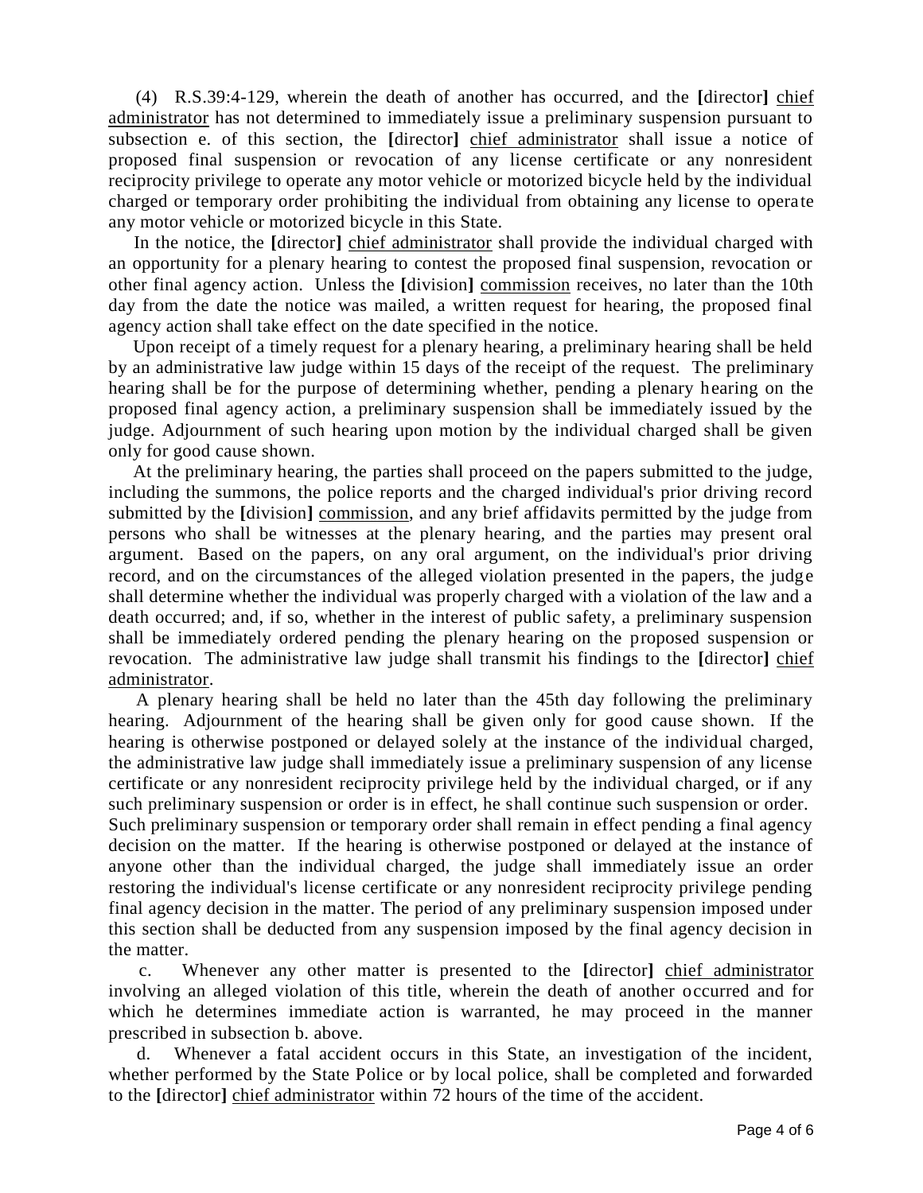(4) R.S.39:4-129, wherein the death of another has occurred, and the **[**director**]** <u>chief administrator</u> has not determined to immediately issue a preliminary suspension pursuant to subsection e. of this section, the **[**director**]** <u>chief administrator</u> shall issue a notice of proposed final suspension or revocation of any license certificate or any nonresident reciprocity privilege to operate any motor vehicle or motorized bicycle held by the individual charged or temporary order prohibiting the individual from obtaining any license to operate any motor vehicle or motorized bicycle in this State.

In the notice, the **[**director**]** <u>chief administrator</u> shall provide the individual charged with an opportunity for a plenary hearing to contest the proposed final suspension, revocation or other final agency action. Unless the **[**division**]** <u>commission</u> receives, no later than the 10th day from the date the notice was mailed, a written request for hearing, the proposed final agency action shall take effect on the date specified in the notice.

Upon receipt of a timely request for a plenary hearing, a preliminary hearing shall be held by an administrative law judge within 15 days of the receipt of the request. The preliminary hearing shall be for the purpose of determining whether, pending a plenary hearing on the proposed final agency action, a preliminary suspension shall be immediately issued by the judge. Adjournment of such hearing upon motion by the individual charged shall be given only for good cause shown.

At the preliminary hearing, the parties shall proceed on the papers submitted to the judge, including the summons, the police reports and the charged individual's prior driving record submitted by the **[**division**]** <u>commission</u>, and any brief affidavits permitted by the judge from persons who shall be witnesses at the plenary hearing, and the parties may present oral argument. Based on the papers, on any oral argument, on the individual's prior driving record, and on the circumstances of the alleged violation presented in the papers, the judge shall determine whether the individual was properly charged with a violation of the law and a death occurred; and, if so, whether in the interest of public safety, a preliminary suspension shall be immediately ordered pending the plenary hearing on the proposed suspension or revocation. The administrative law judge shall transmit his findings to the **[**director**]** <u>chief administrator</u>.

A plenary hearing shall be held no later than the 45th day following the preliminary hearing. Adjournment of the hearing shall be given only for good cause shown. If the hearing is otherwise postponed or delayed solely at the instance of the individual charged, the administrative law judge shall immediately issue a preliminary suspension of any license certificate or any nonresident reciprocity privilege held by the individual charged, or if any such preliminary suspension or order is in effect, he shall continue such suspension or order. Such preliminary suspension or temporary order shall remain in effect pending a final agency decision on the matter. If the hearing is otherwise postponed or delayed at the instance of anyone other than the individual charged, the judge shall immediately issue an order restoring the individual's license certificate or any nonresident reciprocity privilege pending final agency decision in the matter. The period of any preliminary suspension imposed under this section shall be deducted from any suspension imposed by the final agency decision in the matter.

c. Whenever any other matter is presented to the **[**director**]** <u>chief administrator</u> involving an alleged violation of this title, wherein the death of another occurred and for which he determines immediate action is warranted, he may proceed in the manner prescribed in subsection b. above.

d. Whenever a fatal accident occurs in this State, an investigation of the incident, whether performed by the State Police or by local police, shall be completed and forwarded to the **[**director**]** <u>chief administrator</u> within 72 hours of the time of the accident.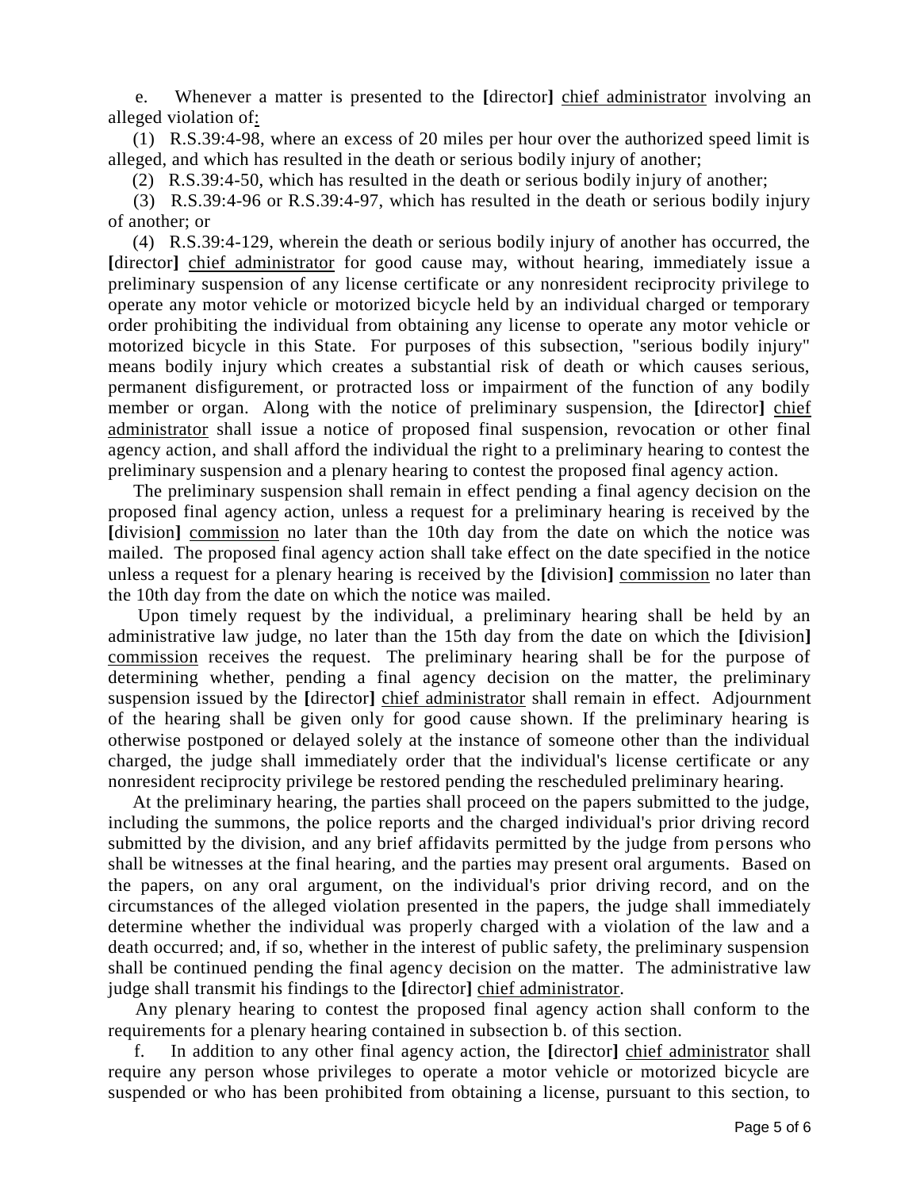e. Whenever a matter is presented to the **[**director**]** <u>chief administrator</u> involving an alleged violation of<u>:</u>

(1) R.S.39:4-98, where an excess of 20 miles per hour over the authorized speed limit is alleged, and which has resulted in the death or serious bodily injury of another;

(2) R.S.39:4-50, which has resulted in the death or serious bodily injury of another;

(3) R.S.39:4-96 or R.S.39:4-97, which has resulted in the death or serious bodily injury of another; or

(4) R.S.39:4-129, wherein the death or serious bodily injury of another has occurred, the **[**director**]** <u>chief administrator</u> for good cause may, without hearing, immediately issue a preliminary suspension of any license certificate or any nonresident reciprocity privilege to operate any motor vehicle or motorized bicycle held by an individual charged or temporary order prohibiting the individual from obtaining any license to operate any motor vehicle or motorized bicycle in this State. For purposes of this subsection, "serious bodily injury" means bodily injury which creates a substantial risk of death or which causes serious, permanent disfigurement, or protracted loss or impairment of the function of any bodily member or organ. Along with the notice of preliminary suspension, the **[**director**]** <u>chief administrator</u> shall issue a notice of proposed final suspension, revocation or other final agency action, and shall afford the individual the right to a preliminary hearing to contest the preliminary suspension and a plenary hearing to contest the proposed final agency action.

The preliminary suspension shall remain in effect pending a final agency decision on the proposed final agency action, unless a request for a preliminary hearing is received by the **[**division**]** <u>commission</u> no later than the 10th day from the date on which the notice was mailed. The proposed final agency action shall take effect on the date specified in the notice unless a request for a plenary hearing is received by the **[**division**]** <u>commission</u> no later than the 10th day from the date on which the notice was mailed.

Upon timely request by the individual, a preliminary hearing shall be held by an administrative law judge, no later than the 15th day from the date on which the **[**division**]** <u>commission</u> receives the request. The preliminary hearing shall be for the purpose of determining whether, pending a final agency decision on the matter, the preliminary suspension issued by the **[**director**]** <u>chief administrator</u> shall remain in effect. Adjournment of the hearing shall be given only for good cause shown. If the preliminary hearing is otherwise postponed or delayed solely at the instance of someone other than the individual charged, the judge shall immediately order that the individual's license certificate or any nonresident reciprocity privilege be restored pending the rescheduled preliminary hearing.

At the preliminary hearing, the parties shall proceed on the papers submitted to the judge, including the summons, the police reports and the charged individual's prior driving record submitted by the division, and any brief affidavits permitted by the judge from persons who shall be witnesses at the final hearing, and the parties may present oral arguments. Based on the papers, on any oral argument, on the individual's prior driving record, and on the circumstances of the alleged violation presented in the papers, the judge shall immediately determine whether the individual was properly charged with a violation of the law and a death occurred; and, if so, whether in the interest of public safety, the preliminary suspension shall be continued pending the final agency decision on the matter. The administrative law judge shall transmit his findings to the **[**director**]** <u>chief administrator</u>.

Any plenary hearing to contest the proposed final agency action shall conform to the requirements for a plenary hearing contained in subsection b. of this section.

f. In addition to any other final agency action, the **[**director**]** <u>chief administrator</u> shall require any person whose privileges to operate a motor vehicle or motorized bicycle are suspended or who has been prohibited from obtaining a license, pursuant to this section, to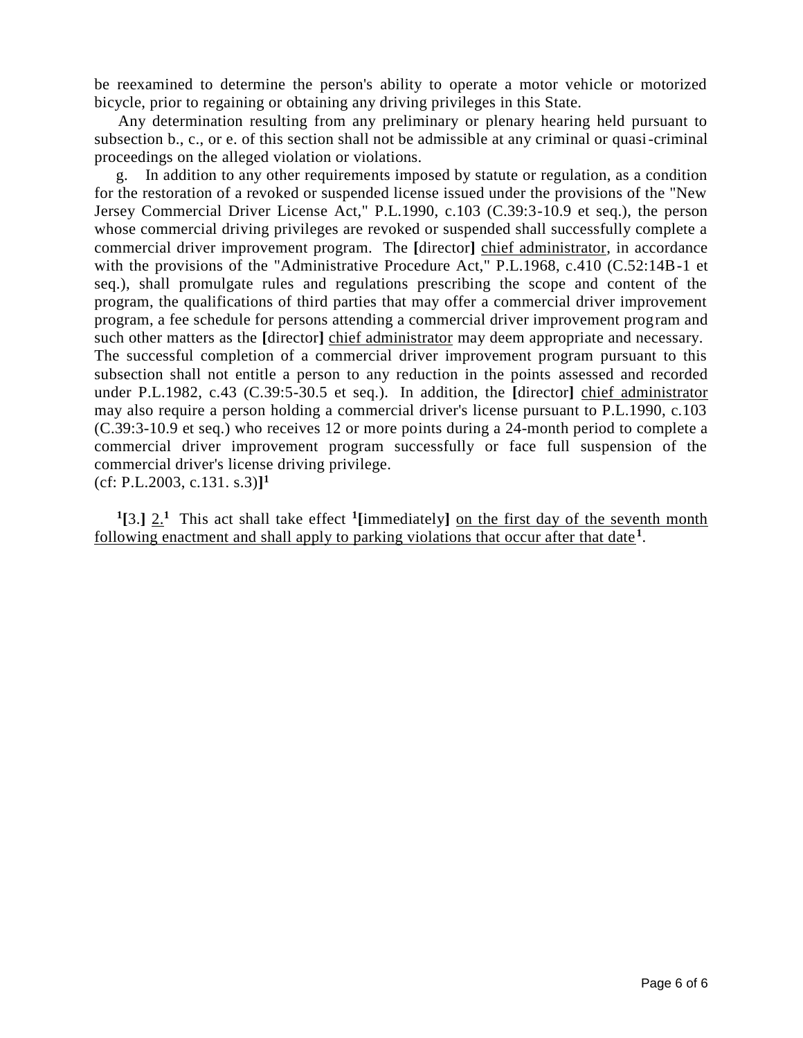be reexamined to determine the person's ability to operate a motor vehicle or motorized bicycle, prior to regaining or obtaining any driving privileges in this State.

Any determination resulting from any preliminary or plenary hearing held pursuant to subsection b., c., or e. of this section shall not be admissible at any criminal or quasi-criminal proceedings on the alleged violation or violations.

g. In addition to any other requirements imposed by statute or regulation, as a condition for the restoration of a revoked or suspended license issued under the provisions of the "New Jersey Commercial Driver License Act," P.L.1990, c.103 (C.39:3-10.9 et seq.), the person whose commercial driving privileges are revoked or suspended shall successfully complete a commercial driver improvement program. The **[**director**]** <u>chief administrator</u>, in accordance with the provisions of the "Administrative Procedure Act," P.L.1968, c.410 (C.52:14B-1 et seq.), shall promulgate rules and regulations prescribing the scope and content of the program, the qualifications of third parties that may offer a commercial driver improvement program, a fee schedule for persons attending a commercial driver improvement program and such other matters as the **[**director**]** <u>chief administrator</u> may deem appropriate and necessary. The successful completion of a commercial driver improvement program pursuant to this subsection shall not entitle a person to any reduction in the points assessed and recorded under P.L.1982, c.43 (C.39:5-30.5 et seq.). In addition, the **[**director**]** <u>chief administrator</u> may also require a person holding a commercial driver's license pursuant to P.L.1990, c.103 (C.39:3-10.9 et seq.) who receives 12 or more points during a 24-month period to complete a commercial driver improvement program successfully or face full suspension of the commercial driver's license driving privilege.
(cf: P.L.2003, c.131. s.3)**]**[1]

[1]**[**3.**]** <u>2.</u>[1] This act shall take effect [1]**[**immediately**]** <u>on the first day of the seventh month following enactment and shall apply to parking violations that occur after that date</u>[1].